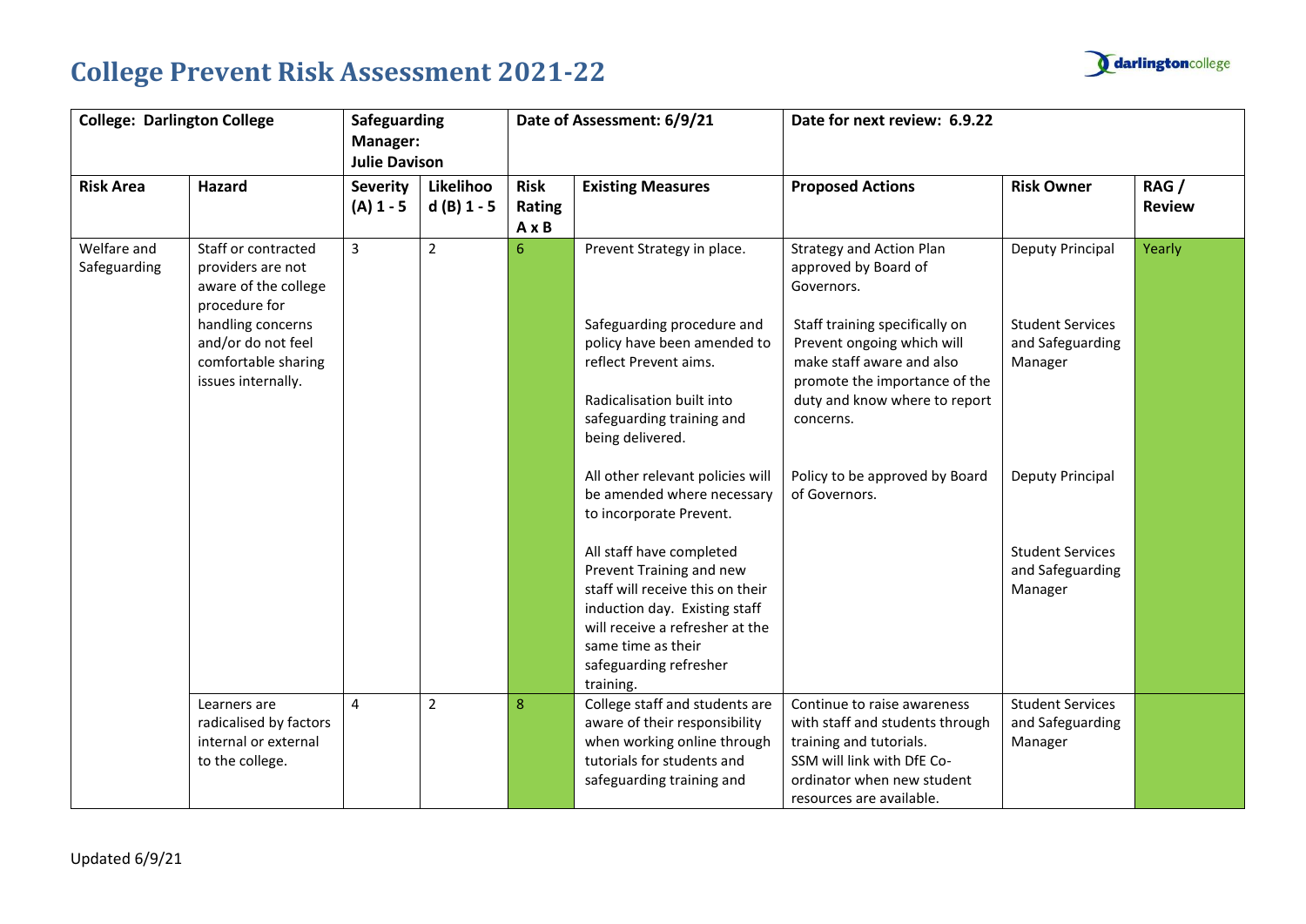# College Prevent Risk Assessment 2021-22

| College: Darlington College | | Safeguarding Manager: Julie Davison | | Date of Assessment: 6/9/21 | | Date for next review: 6.9.22 | | |
|---|---|---|---|---|---|---|---|---|
| **Risk Area** | **Hazard** | **Severity (A) 1 - 5** | **Likelihood (B) 1 - 5** | **Risk Rating A x B** | **Existing Measures** | **Proposed Actions** | **Risk Owner** | **RAG / Review** |
| Welfare and Safeguarding | Staff or contracted providers are not aware of the college procedure for handling concerns and/or do not feel comfortable sharing issues internally. | 3 | 2 | 6 | Prevent Strategy in place. | Strategy and Action Plan approved by Board of Governors. | Deputy Principal | Yearly |
| | | | | | Safeguarding procedure and policy have been amended to reflect Prevent aims.<br><br>Radicalisation built into safeguarding training and being delivered. | Staff training specifically on Prevent ongoing which will make staff aware and also promote the importance of the duty and know where to report concerns. | Student Services and Safeguarding Manager | |
| | | | | | All other relevant policies will be amended where necessary to incorporate Prevent. | Policy to be approved by Board of Governors. | Deputy Principal | |
| | | | | | All staff have completed Prevent Training and new staff will receive this on their induction day. Existing staff will receive a refresher at the same time as their safeguarding refresher training. | | Student Services and Safeguarding Manager | |
| | Learners are radicalised by factors internal or external to the college. | 4 | 2 | 8 | College staff and students are aware of their responsibility when working online through tutorials for students and safeguarding training and | Continue to raise awareness with staff and students through training and tutorials.<br>SSM will link with DfE Co-ordinator when new student resources are available. | Student Services and Safeguarding Manager | |

Updated 6/9/21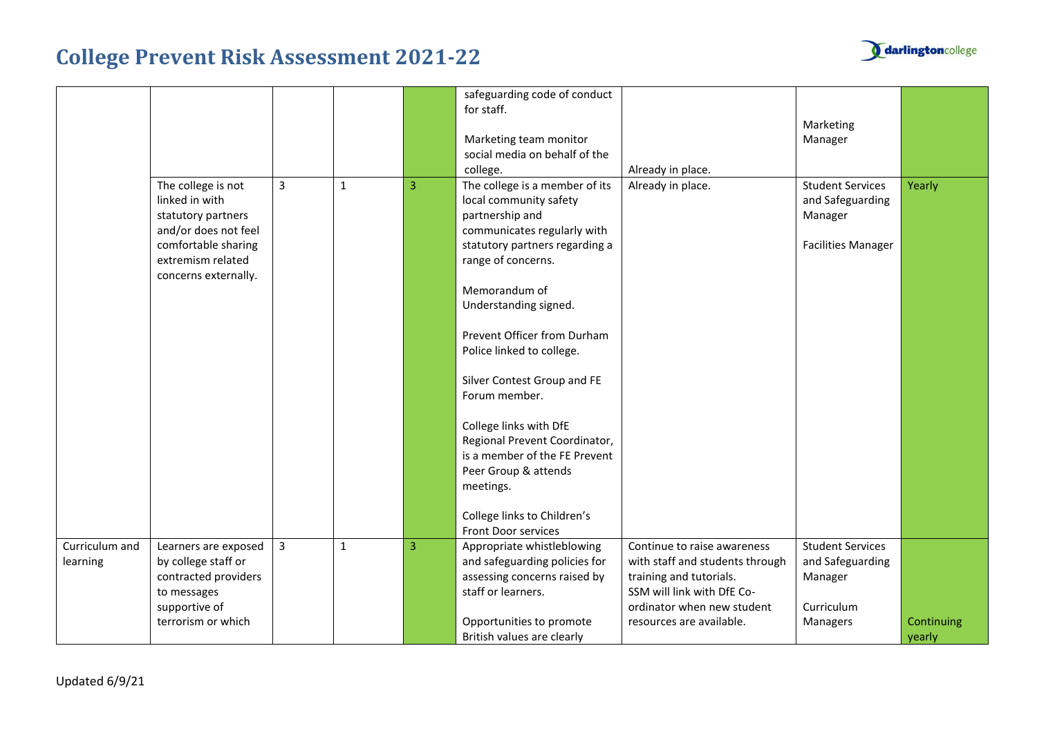# College Prevent Risk Assessment 2021-22

| | | | | | | | | |
|---|---|---|---|---|---|---|---|---|
| | | | | | safeguarding code of conduct for staff.<br><br>Marketing team monitor social media on behalf of the college. | Already in place. | Marketing Manager | |
| | The college is not linked in with statutory partners and/or does not feel comfortable sharing extremism related concerns externally. | 3 | 1 | 3 | The college is a member of its local community safety partnership and communicates regularly with statutory partners regarding a range of concerns.<br><br>Memorandum of Understanding signed.<br><br>Prevent Officer from Durham Police linked to college.<br><br>Silver Contest Group and FE Forum member.<br><br>College links with DfE Regional Prevent Coordinator, is a member of the FE Prevent Peer Group & attends meetings.<br><br>College links to Children's Front Door services | Already in place. | Student Services and Safeguarding Manager<br><br>Facilities Manager | Yearly |
| Curriculum and learning | Learners are exposed by college staff or contracted providers to messages supportive of terrorism or which | 3 | 1 | 3 | Appropriate whistleblowing and safeguarding policies for assessing concerns raised by staff or learners.<br><br>Opportunities to promote British values are clearly | Continue to raise awareness with staff and students through training and tutorials.<br>SSM will link with DfE Co-ordinator when new student resources are available. | Student Services and Safeguarding Manager<br><br>Curriculum Managers | Continuing yearly |

Updated 6/9/21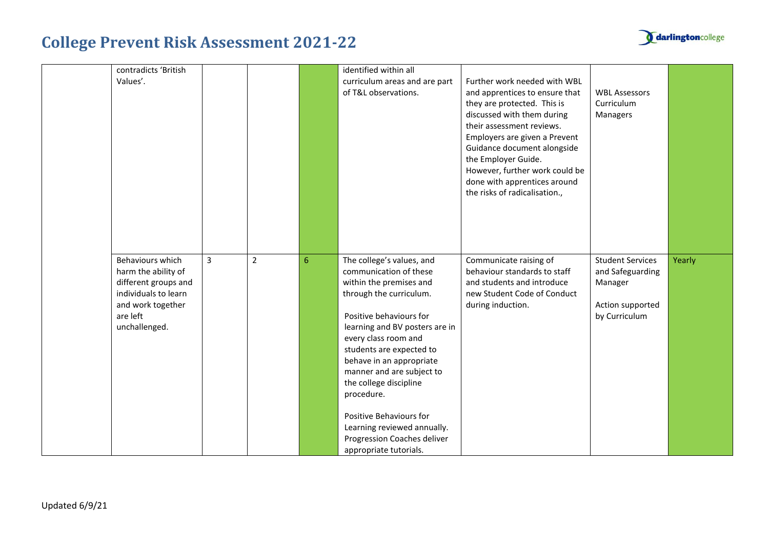# College Prevent Risk Assessment 2021-22

| | | | | | | | | |
|---|---|---|---|---|---|---|---|---|
| | contradicts 'British Values'. | | | | identified within all curriculum areas and are part of T&L observations. | Further work needed with WBL and apprentices to ensure that they are protected. This is discussed with them during their assessment reviews. Employers are given a Prevent Guidance document alongside the Employer Guide. However, further work could be done with apprentices around the risks of radicalisation., | WBL Assessors Curriculum Managers | |
| | Behaviours which harm the ability of different groups and individuals to learn and work together are left unchallenged. | 3 | 2 | 6 | The college's values, and communication of these within the premises and through the curriculum.<br><br>Positive behaviours for learning and BV posters are in every class room and students are expected to behave in an appropriate manner and are subject to the college discipline procedure.<br><br>Positive Behaviours for Learning reviewed annually. Progression Coaches deliver appropriate tutorials. | Communicate raising of behaviour standards to staff and students and introduce new Student Code of Conduct during induction. | Student Services and Safeguarding Manager<br><br>Action supported by Curriculum | Yearly |

Updated 6/9/21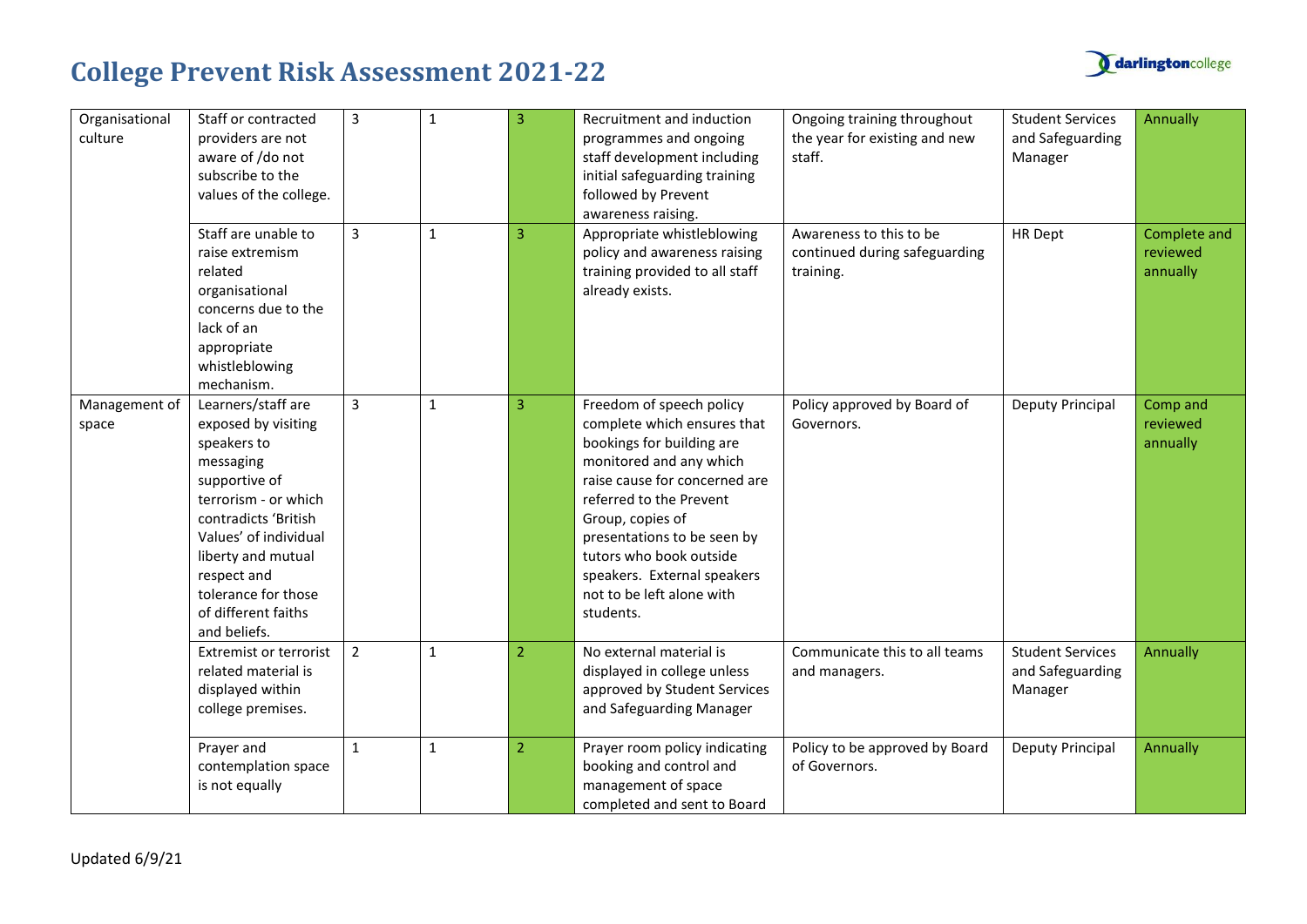# College Prevent Risk Assessment 2021-22

| | | | | | | | | |
|---|---|---|---|---|---|---|---|---|
| Organisational culture | Staff or contracted providers are not aware of /do not subscribe to the values of the college. | 3 | 1 | 3 | Recruitment and induction programmes and ongoing staff development including initial safeguarding training followed by Prevent awareness raising. | Ongoing training throughout the year for existing and new staff. | Student Services and Safeguarding Manager | Annually |
| | Staff are unable to raise extremism related organisational concerns due to the lack of an appropriate whistleblowing mechanism. | 3 | 1 | 3 | Appropriate whistleblowing policy and awareness raising training provided to all staff already exists. | Awareness to this to be continued during safeguarding training. | HR Dept | Complete and reviewed annually |
| Management of space | Learners/staff are exposed by visiting speakers to messaging supportive of terrorism - or which contradicts 'British Values' of individual liberty and mutual respect and tolerance for those of different faiths and beliefs. | 3 | 1 | 3 | Freedom of speech policy complete which ensures that bookings for building are monitored and any which raise cause for concerned are referred to the Prevent Group, copies of presentations to be seen by tutors who book outside speakers. External speakers not to be left alone with students. | Policy approved by Board of Governors. | Deputy Principal | Comp and reviewed annually |
| | Extremist or terrorist related material is displayed within college premises. | 2 | 1 | 2 | No external material is displayed in college unless approved by Student Services and Safeguarding Manager | Communicate this to all teams and managers. | Student Services and Safeguarding Manager | Annually |
| | Prayer and contemplation space is not equally | 1 | 1 | 2 | Prayer room policy indicating booking and control and management of space completed and sent to Board | Policy to be approved by Board of Governors. | Deputy Principal | Annually |

Updated 6/9/21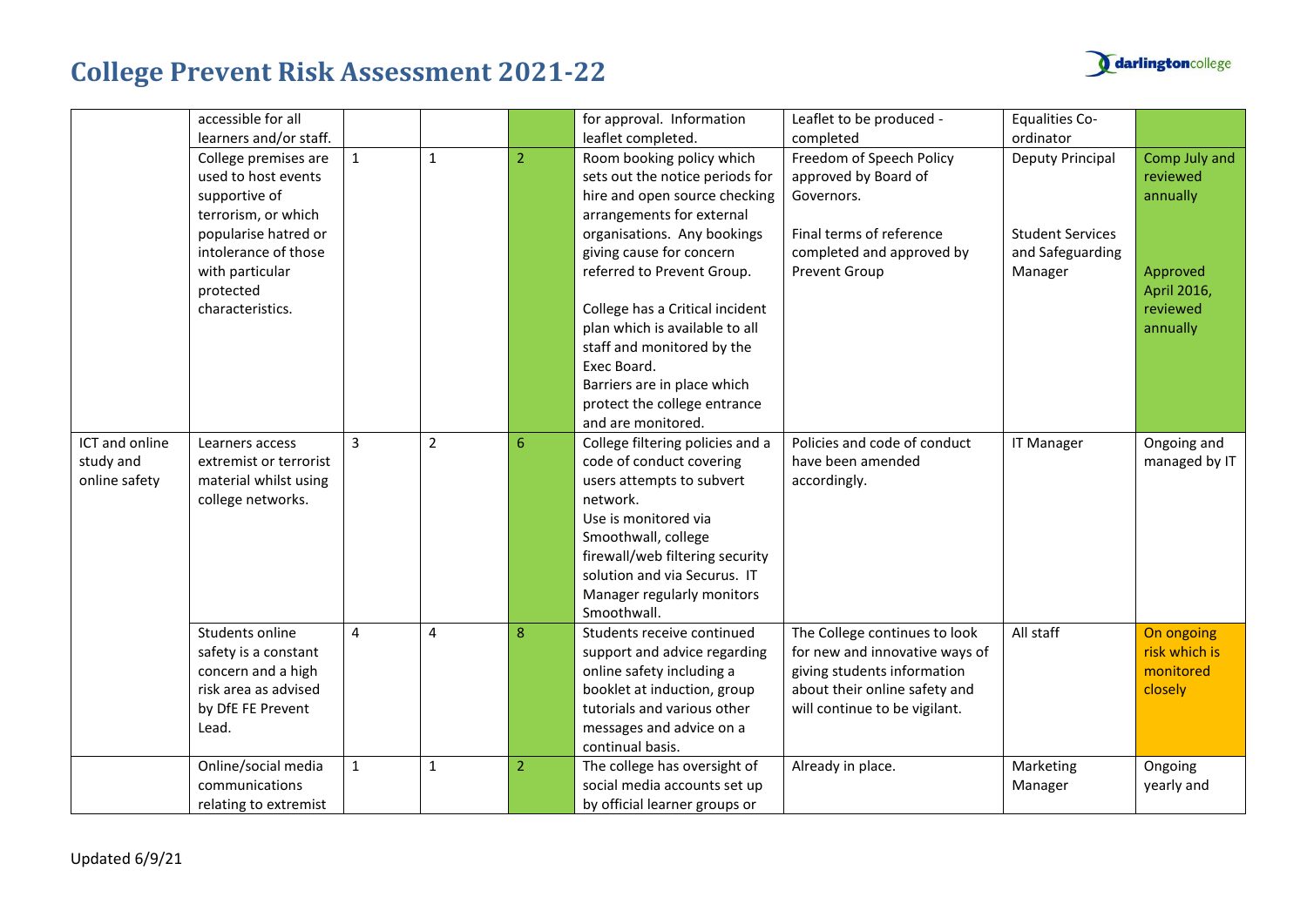# College Prevent Risk Assessment 2021-22

| | | | | | | | | |
|---|---|---|---|---|---|---|---|---|
| | accessible for all learners and/or staff. | | | | for approval. Information leaflet completed. | Leaflet to be produced - completed | Equalities Co-ordinator | |
| | College premises are used to host events supportive of terrorism, or which popularise hatred or intolerance of those with particular protected characteristics. | 1 | 1 | 2 | Room booking policy which sets out the notice periods for hire and open source checking arrangements for external organisations. Any bookings giving cause for concern referred to Prevent Group.<br><br>College has a Critical incident plan which is available to all staff and monitored by the Exec Board.<br>Barriers are in place which protect the college entrance and are monitored. | Freedom of Speech Policy approved by Board of Governors.<br><br>Final terms of reference completed and approved by Prevent Group | Deputy Principal<br><br>Student Services and Safeguarding Manager | Comp July and reviewed annually<br><br>Approved April 2016, reviewed annually |
| ICT and online study and online safety | Learners access extremist or terrorist material whilst using college networks. | 3 | 2 | 6 | College filtering policies and a code of conduct covering users attempts to subvert network.<br>Use is monitored via Smoothwall, college firewall/web filtering security solution and via Securus. IT Manager regularly monitors Smoothwall. | Policies and code of conduct have been amended accordingly. | IT Manager | Ongoing and managed by IT |
| | Students online safety is a constant concern and a high risk area as advised by DfE FE Prevent Lead. | 4 | 4 | 8 | Students receive continued support and advice regarding online safety including a booklet at induction, group tutorials and various other messages and advice on a continual basis. | The College continues to look for new and innovative ways of giving students information about their online safety and will continue to be vigilant. | All staff | On ongoing risk which is monitored closely |
| | Online/social media communications relating to extremist | 1 | 1 | 2 | The college has oversight of social media accounts set up by official learner groups or | Already in place. | Marketing Manager | Ongoing yearly and |

Updated 6/9/21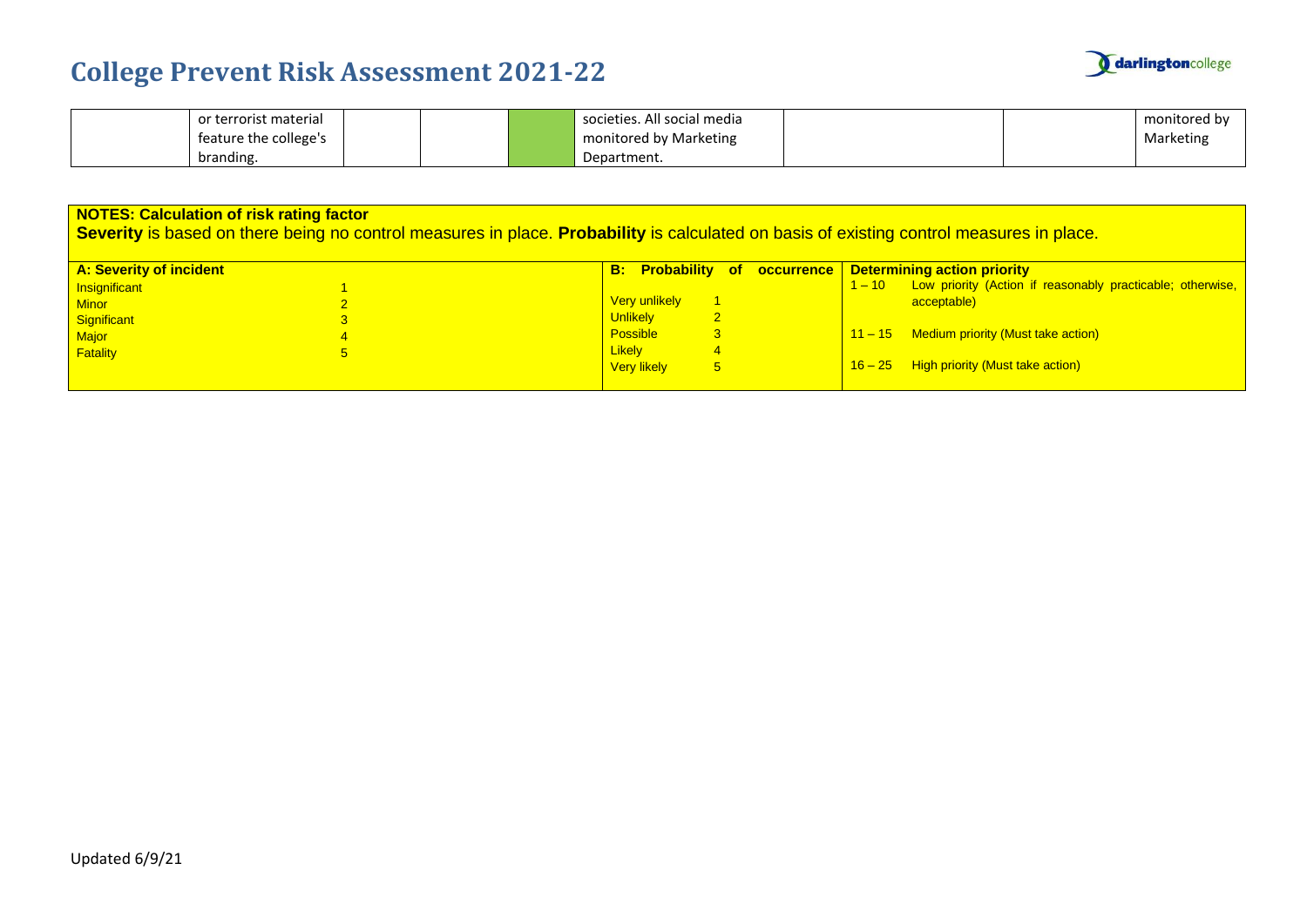| | | | | | | | | |
|---|---|---|---|---|---|---|---|---|
| | or terrorist material feature the college's branding. | | | | societies. All social media monitored by Marketing Department. | | | monitored by Marketing |

**NOTES: Calculation of risk rating factor**

**Severity** is based on there being no control measures in place. **Probability** is calculated on basis of existing control measures in place.

| **A: Severity of incident** | | **B: Probability of occurrence** | | **Determining action priority** | |
|---|---|---|---|---|---|
| Insignificant | 1 | Very unlikely | 1 | 1 – 10 | Low priority (Action if reasonably practicable; otherwise, acceptable) |
| Minor | 2 | Unlikely | 2 | 11 – 15 | Medium priority (Must take action) |
| Significant | 3 | Possible | 3 | 16 – 25 | High priority (Must take action) |
| Major | 4 | Likely | 4 | | |
| Fatality | 5 | Very likely | 5 | | |